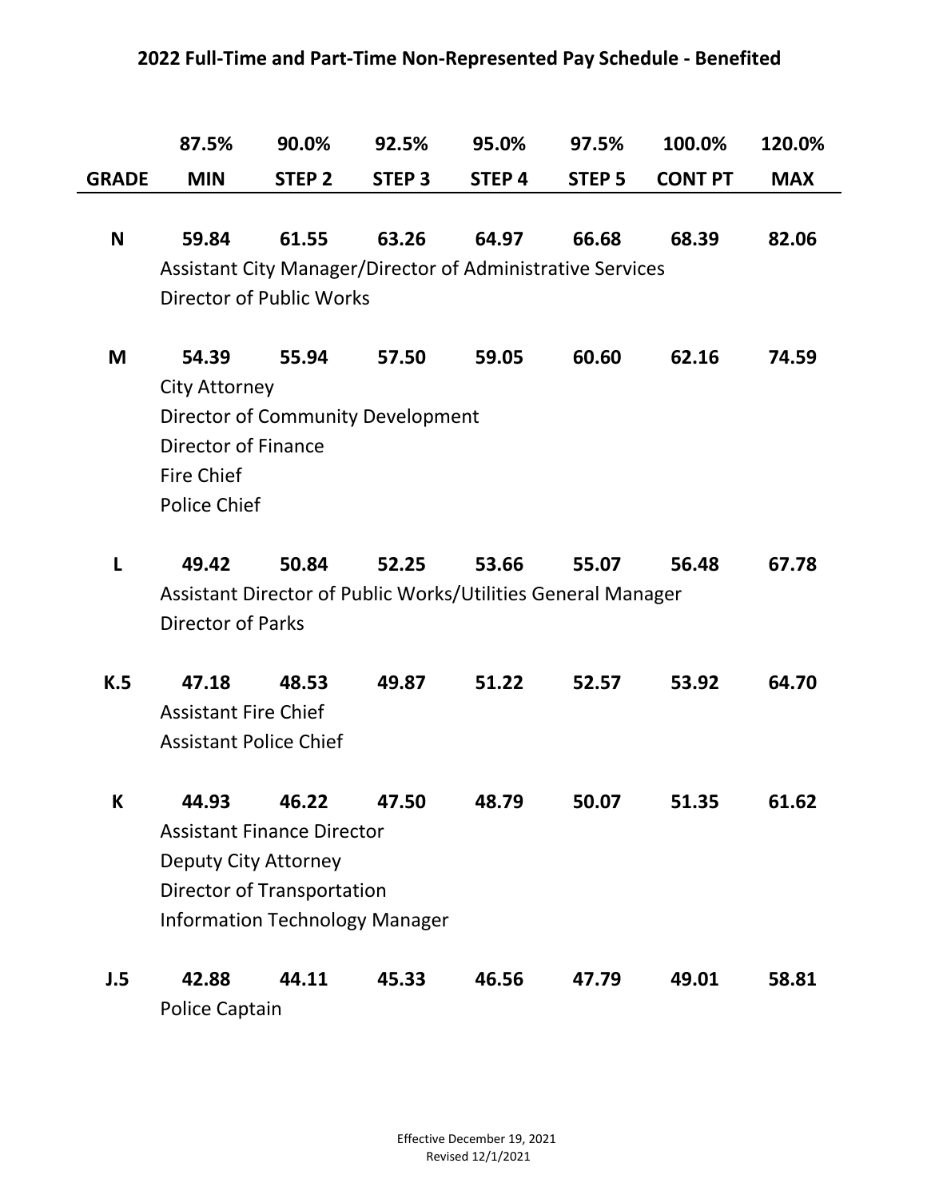# 2022 Full-Time and Part-Time Non-Represented Pay Schedule - Benefited

| | 87.5% | 90.0% | 92.5% | 95.0% | 97.5% | 100.0% | 120.0% |
|---|---|---|---|---|---|---|---|
| **GRADE** | **MIN** | **STEP 2** | **STEP 3** | **STEP 4** | **STEP 5** | **CONT PT** | **MAX** |
| **N** | **59.84** | **61.55** | **63.26** | **64.97** | **66.68** | **68.39** | **82.06** |
| | Assistant City Manager/Director of Administrative Services | | | | | | |
| | Director of Public Works | | | | | | |
| **M** | **54.39** | **55.94** | **57.50** | **59.05** | **60.60** | **62.16** | **74.59** |
| | City Attorney | | | | | | |
| | Director of Community Development | | | | | | |
| | Director of Finance | | | | | | |
| | Fire Chief | | | | | | |
| | Police Chief | | | | | | |
| **L** | **49.42** | **50.84** | **52.25** | **53.66** | **55.07** | **56.48** | **67.78** |
| | Assistant Director of Public Works/Utilities General Manager | | | | | | |
| | Director of Parks | | | | | | |
| **K.5** | **47.18** | **48.53** | **49.87** | **51.22** | **52.57** | **53.92** | **64.70** |
| | Assistant Fire Chief | | | | | | |
| | Assistant Police Chief | | | | | | |
| **K** | **44.93** | **46.22** | **47.50** | **48.79** | **50.07** | **51.35** | **61.62** |
| | Assistant Finance Director | | | | | | |
| | Deputy City Attorney | | | | | | |
| | Director of Transportation | | | | | | |
| | Information Technology Manager | | | | | | |
| **J.5** | **42.88** | **44.11** | **45.33** | **46.56** | **47.79** | **49.01** | **58.81** |
| | Police Captain | | | | | | |

Effective December 19, 2021
Revised 12/1/2021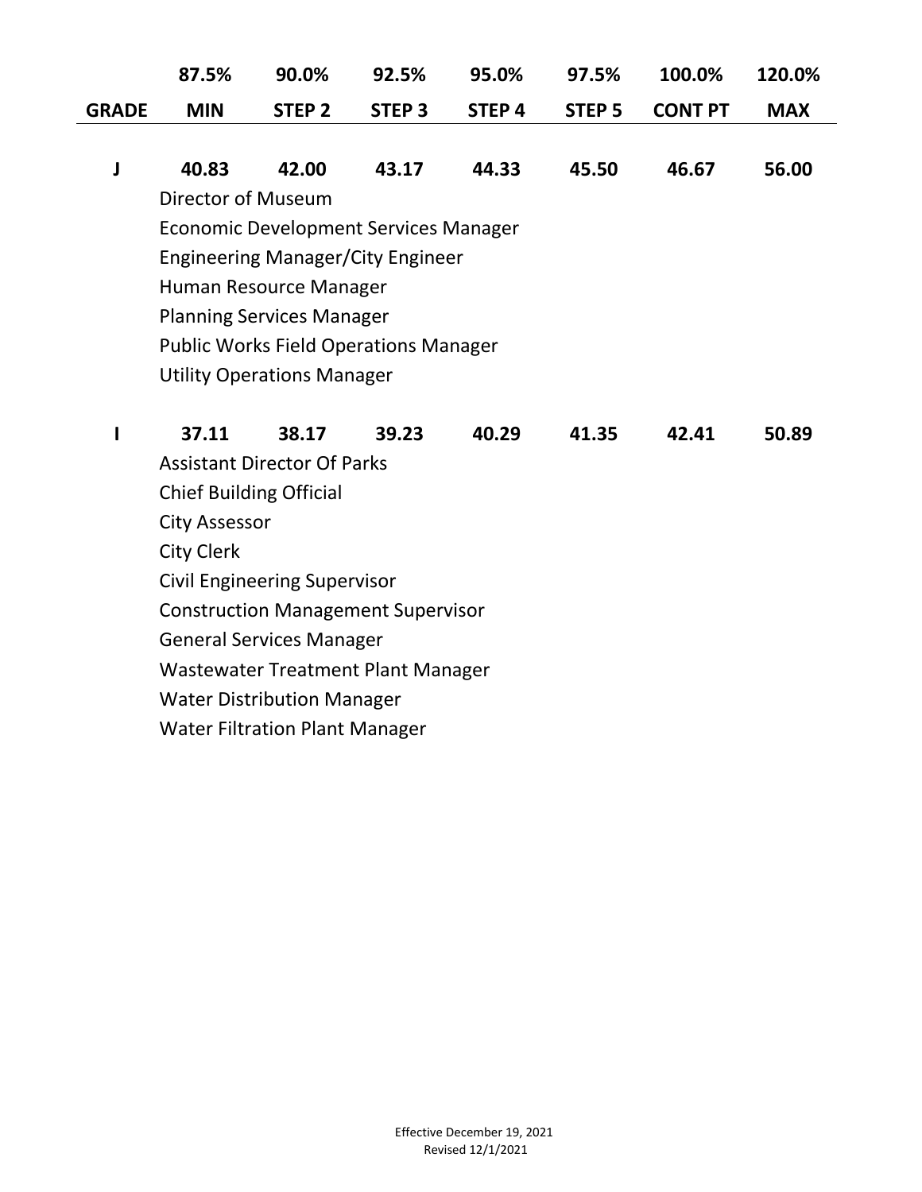| | 87.5% | 90.0% | 92.5% | 95.0% | 97.5% | 100.0% | 120.0% |
|---|---|---|---|---|---|---|---|
| **GRADE** | **MIN** | **STEP 2** | **STEP 3** | **STEP 4** | **STEP 5** | **CONT PT** | **MAX** |
| **J** | **40.83** | **42.00** | **43.17** | **44.33** | **45.50** | **46.67** | **56.00** |
| | Director of Museum | | | | | | |
| | Economic Development Services Manager | | | | | | |
| | Engineering Manager/City Engineer | | | | | | |
| | Human Resource Manager | | | | | | |
| | Planning Services Manager | | | | | | |
| | Public Works Field Operations Manager | | | | | | |
| | Utility Operations Manager | | | | | | |
| **I** | **37.11** | **38.17** | **39.23** | **40.29** | **41.35** | **42.41** | **50.89** |
| | Assistant Director Of Parks | | | | | | |
| | Chief Building Official | | | | | | |
| | City Assessor | | | | | | |
| | City Clerk | | | | | | |
| | Civil Engineering Supervisor | | | | | | |
| | Construction Management Supervisor | | | | | | |
| | General Services Manager | | | | | | |
| | Wastewater Treatment Plant Manager | | | | | | |
| | Water Distribution Manager | | | | | | |
| | Water Filtration Plant Manager | | | | | | |

Effective December 19, 2021
Revised 12/1/2021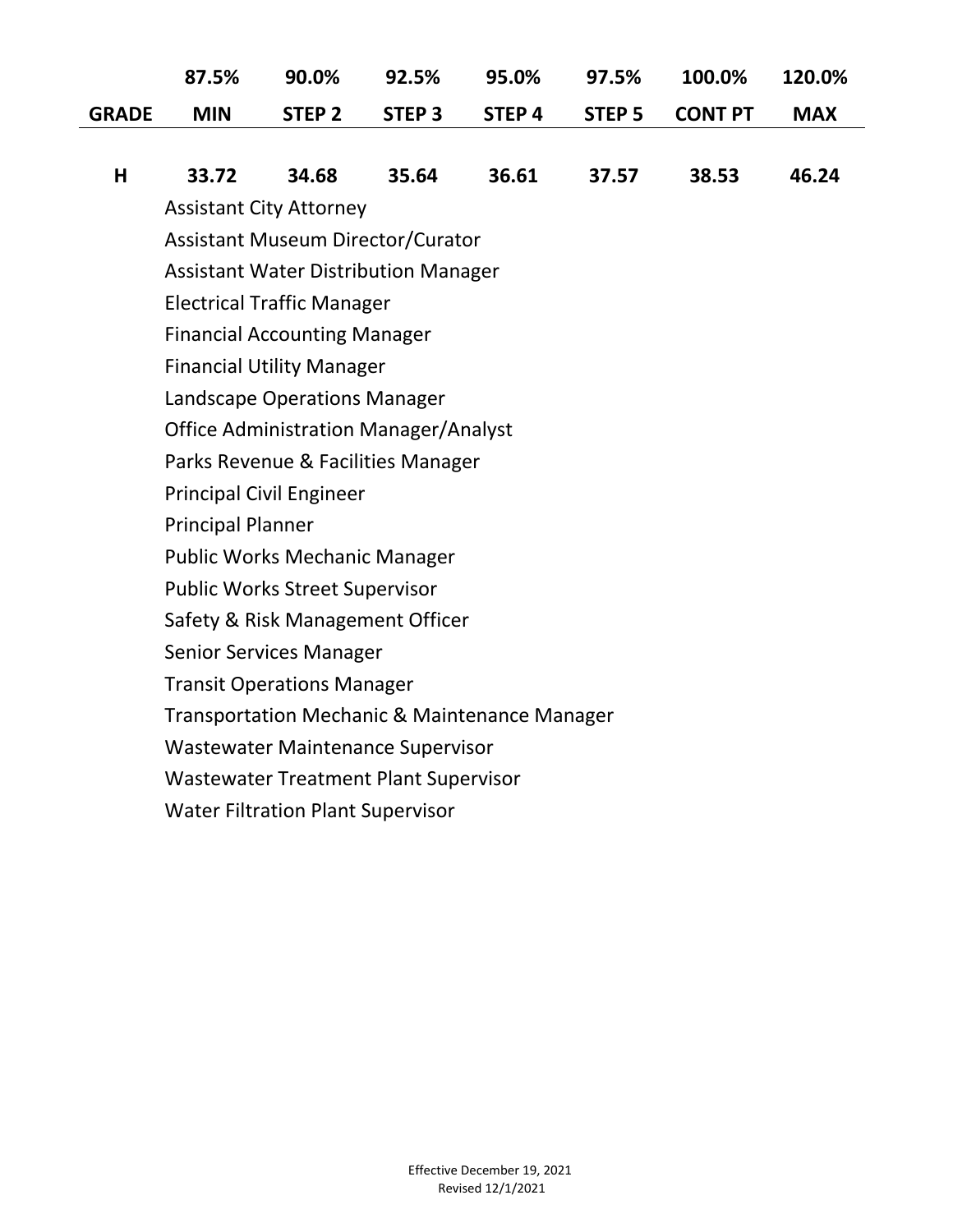|  | 87.5% | 90.0% | 92.5% | 95.0% | 97.5% | 100.0% | 120.0% |
|---|---|---|---|---|---|---|---|
| **GRADE** | **MIN** | **STEP 2** | **STEP 3** | **STEP 4** | **STEP 5** | **CONT PT** | **MAX** |
| **H** | **33.72** | **34.68** | **35.64** | **36.61** | **37.57** | **38.53** | **46.24** |

Assistant City Attorney
Assistant Museum Director/Curator
Assistant Water Distribution Manager
Electrical Traffic Manager
Financial Accounting Manager
Financial Utility Manager
Landscape Operations Manager
Office Administration Manager/Analyst
Parks Revenue & Facilities Manager
Principal Civil Engineer
Principal Planner
Public Works Mechanic Manager
Public Works Street Supervisor
Safety & Risk Management Officer
Senior Services Manager
Transit Operations Manager
Transportation Mechanic & Maintenance Manager
Wastewater Maintenance Supervisor
Wastewater Treatment Plant Supervisor
Water Filtration Plant Supervisor

Effective December 19, 2021
Revised 12/1/2021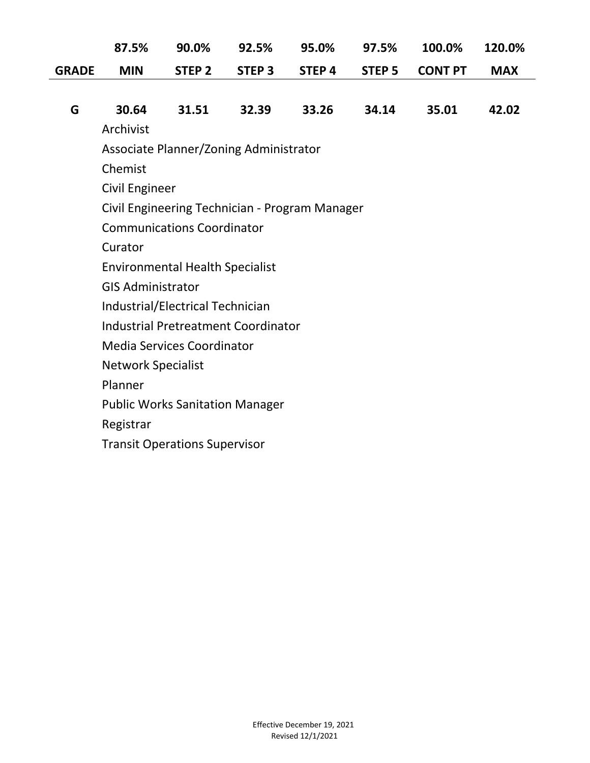| | 87.5% | 90.0% | 92.5% | 95.0% | 97.5% | 100.0% | 120.0% |
|---|---|---|---|---|---|---|---|
| **GRADE** | **MIN** | **STEP 2** | **STEP 3** | **STEP 4** | **STEP 5** | **CONT PT** | **MAX** |
| **G** | **30.64** | **31.51** | **32.39** | **33.26** | **34.14** | **35.01** | **42.02** |

Archivist
Associate Planner/Zoning Administrator
Chemist
Civil Engineer
Civil Engineering Technician - Program Manager
Communications Coordinator
Curator
Environmental Health Specialist
GIS Administrator
Industrial/Electrical Technician
Industrial Pretreatment Coordinator
Media Services Coordinator
Network Specialist
Planner
Public Works Sanitation Manager
Registrar
Transit Operations Supervisor

Effective December 19, 2021
Revised 12/1/2021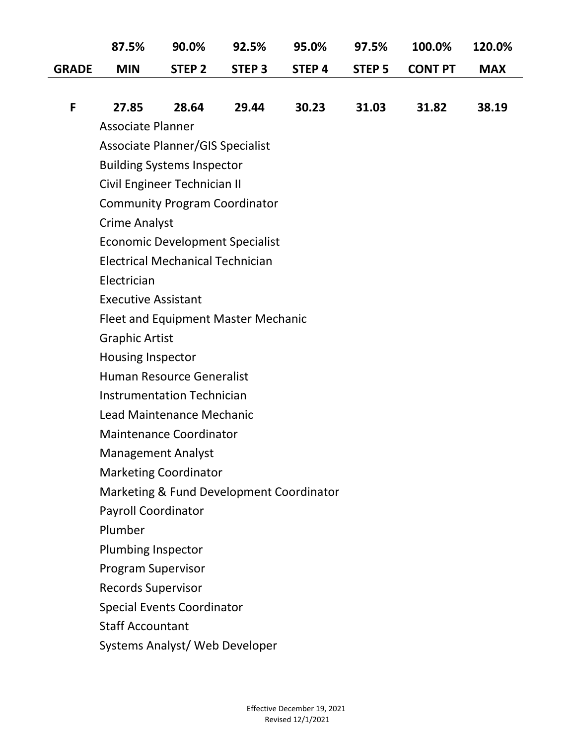| | 87.5% | 90.0% | 92.5% | 95.0% | 97.5% | 100.0% | 120.0% |
|---|---|---|---|---|---|---|---|
| **GRADE** | **MIN** | **STEP 2** | **STEP 3** | **STEP 4** | **STEP 5** | **CONT PT** | **MAX** |
| **F** | **27.85** | **28.64** | **29.44** | **30.23** | **31.03** | **31.82** | **38.19** |

Associate Planner
Associate Planner/GIS Specialist
Building Systems Inspector
Civil Engineer Technician II
Community Program Coordinator
Crime Analyst
Economic Development Specialist
Electrical Mechanical Technician
Electrician
Executive Assistant
Fleet and Equipment Master Mechanic
Graphic Artist
Housing Inspector
Human Resource Generalist
Instrumentation Technician
Lead Maintenance Mechanic
Maintenance Coordinator
Management Analyst
Marketing Coordinator
Marketing & Fund Development Coordinator
Payroll Coordinator
Plumber
Plumbing Inspector
Program Supervisor
Records Supervisor
Special Events Coordinator
Staff Accountant
Systems Analyst/ Web Developer

Effective December 19, 2021
Revised 12/1/2021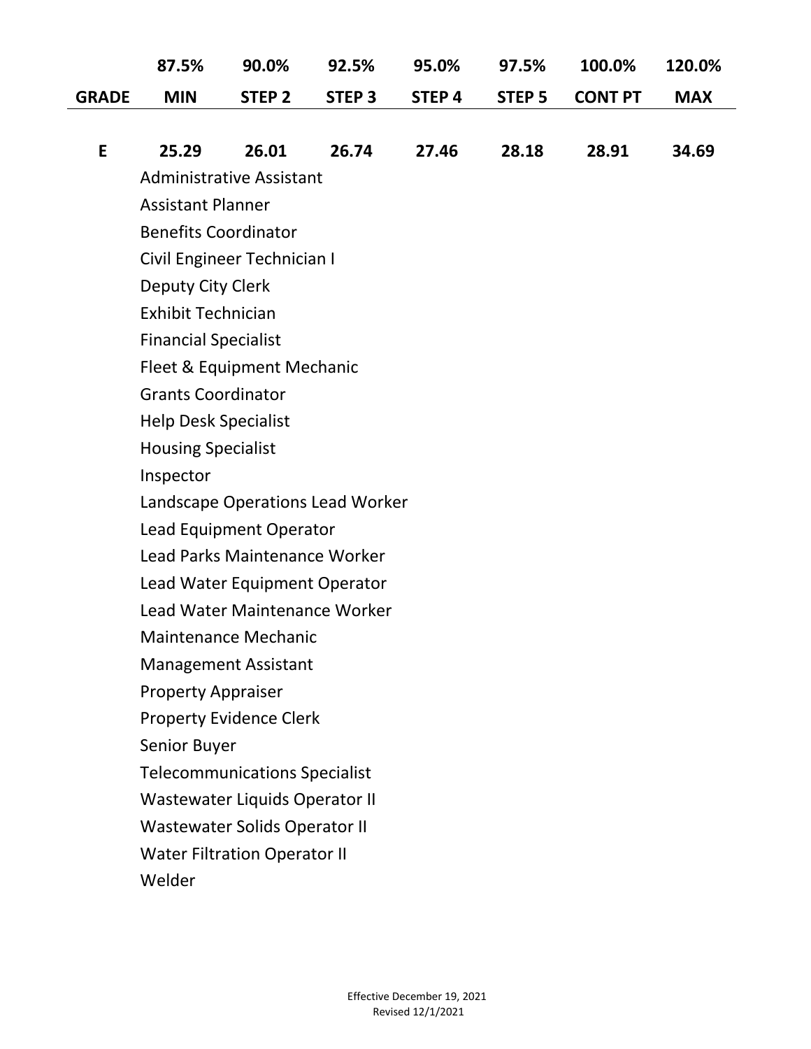| | 87.5% | 90.0% | 92.5% | 95.0% | 97.5% | 100.0% | 120.0% |
|---|---|---|---|---|---|---|---|
| **GRADE** | **MIN** | **STEP 2** | **STEP 3** | **STEP 4** | **STEP 5** | **CONT PT** | **MAX** |
| **E** | **25.29** | **26.01** | **26.74** | **27.46** | **28.18** | **28.91** | **34.69** |

Administrative Assistant
Assistant Planner
Benefits Coordinator
Civil Engineer Technician I
Deputy City Clerk
Exhibit Technician
Financial Specialist
Fleet & Equipment Mechanic
Grants Coordinator
Help Desk Specialist
Housing Specialist
Inspector
Landscape Operations Lead Worker
Lead Equipment Operator
Lead Parks Maintenance Worker
Lead Water Equipment Operator
Lead Water Maintenance Worker
Maintenance Mechanic
Management Assistant
Property Appraiser
Property Evidence Clerk
Senior Buyer
Telecommunications Specialist
Wastewater Liquids Operator II
Wastewater Solids Operator II
Water Filtration Operator II
Welder

Effective December 19, 2021
Revised 12/1/2021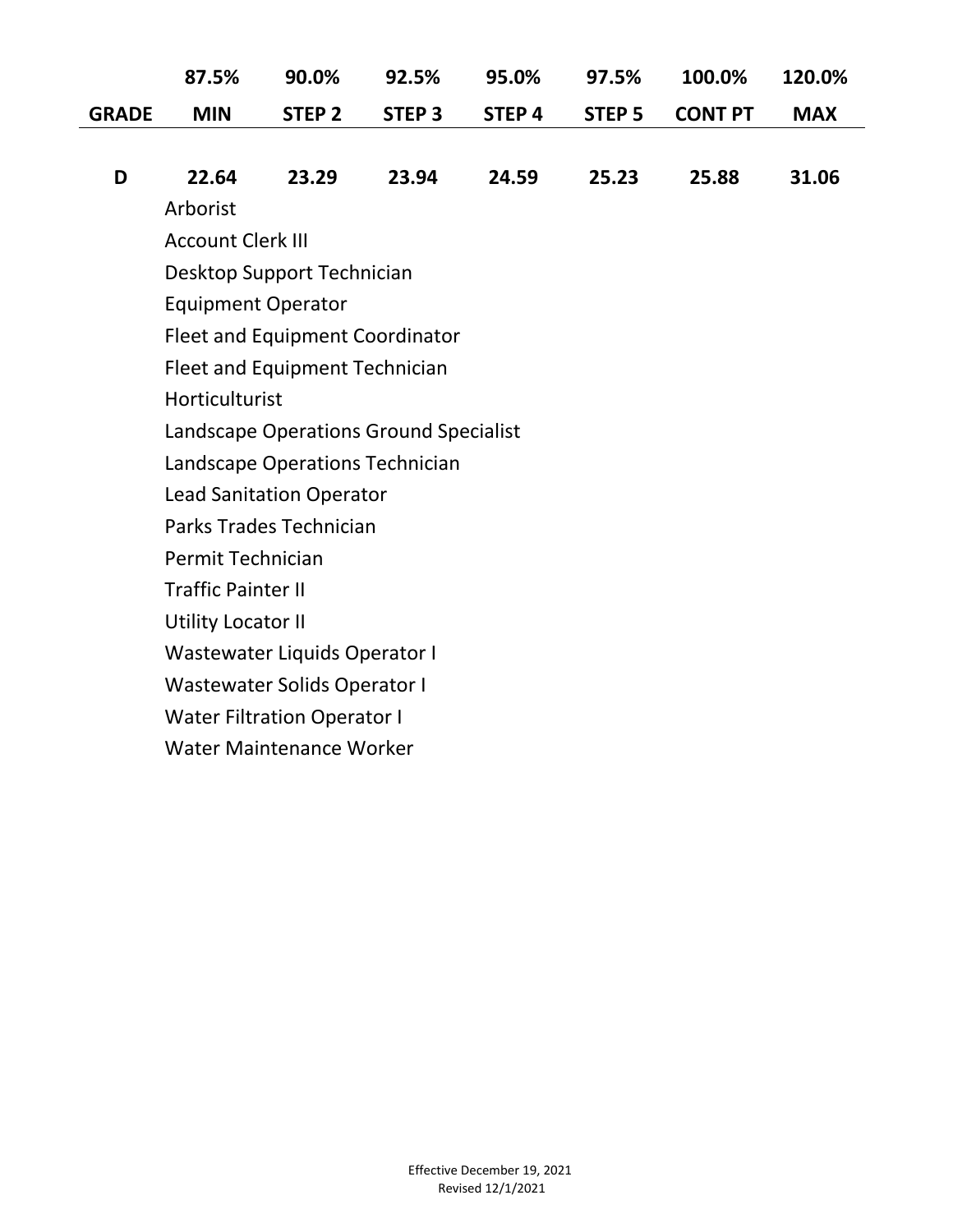| | 87.5% | 90.0% | 92.5% | 95.0% | 97.5% | 100.0% | 120.0% |
|---|---|---|---|---|---|---|---|
| **GRADE** | **MIN** | **STEP 2** | **STEP 3** | **STEP 4** | **STEP 5** | **CONT PT** | **MAX** |
| **D** | **22.64** | **23.29** | **23.94** | **24.59** | **25.23** | **25.88** | **31.06** |

Arborist
Account Clerk III
Desktop Support Technician
Equipment Operator
Fleet and Equipment Coordinator
Fleet and Equipment Technician
Horticulturist
Landscape Operations Ground Specialist
Landscape Operations Technician
Lead Sanitation Operator
Parks Trades Technician
Permit Technician
Traffic Painter II
Utility Locator II
Wastewater Liquids Operator I
Wastewater Solids Operator I
Water Filtration Operator I
Water Maintenance Worker

Effective December 19, 2021
Revised 12/1/2021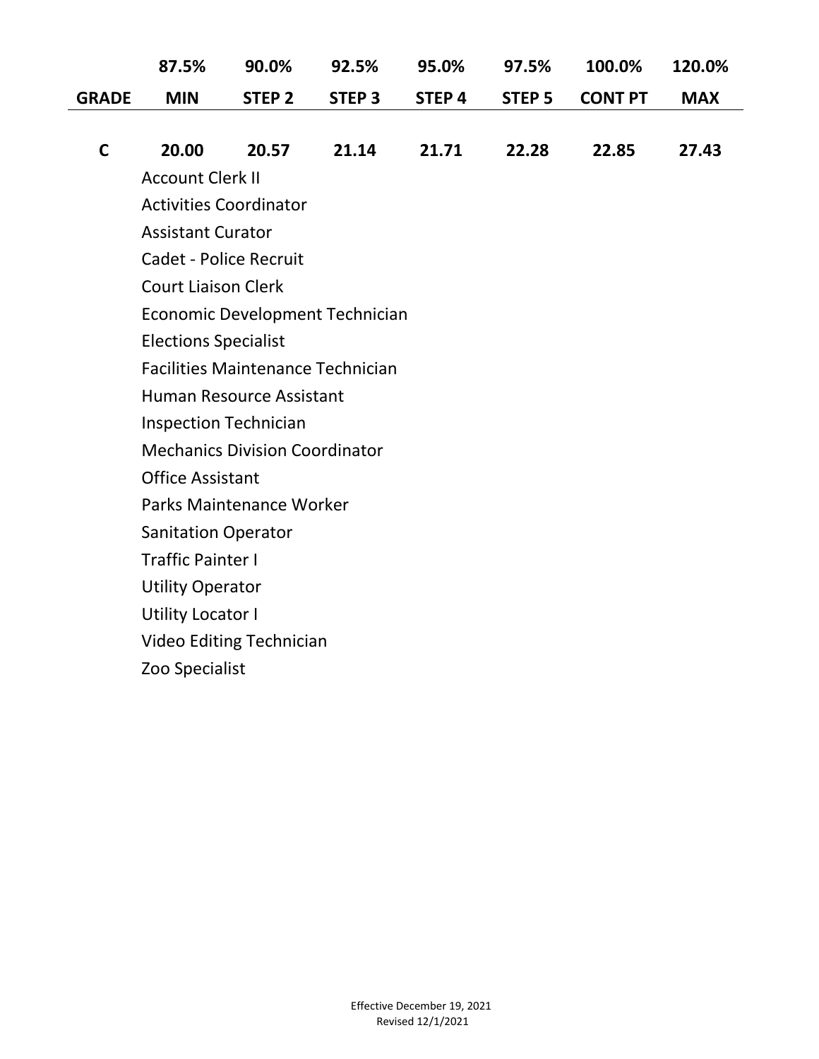|  | 87.5% | 90.0% | 92.5% | 95.0% | 97.5% | 100.0% | 120.0% |
|---|---|---|---|---|---|---|---|
| **GRADE** | **MIN** | **STEP 2** | **STEP 3** | **STEP 4** | **STEP 5** | **CONT PT** | **MAX** |
| **C** | **20.00** | **20.57** | **21.14** | **21.71** | **22.28** | **22.85** | **27.43** |

Account Clerk II
Activities Coordinator
Assistant Curator
Cadet - Police Recruit
Court Liaison Clerk
Economic Development Technician
Elections Specialist
Facilities Maintenance Technician
Human Resource Assistant
Inspection Technician
Mechanics Division Coordinator
Office Assistant
Parks Maintenance Worker
Sanitation Operator
Traffic Painter I
Utility Operator
Utility Locator I
Video Editing Technician
Zoo Specialist

Effective December 19, 2021
Revised 12/1/2021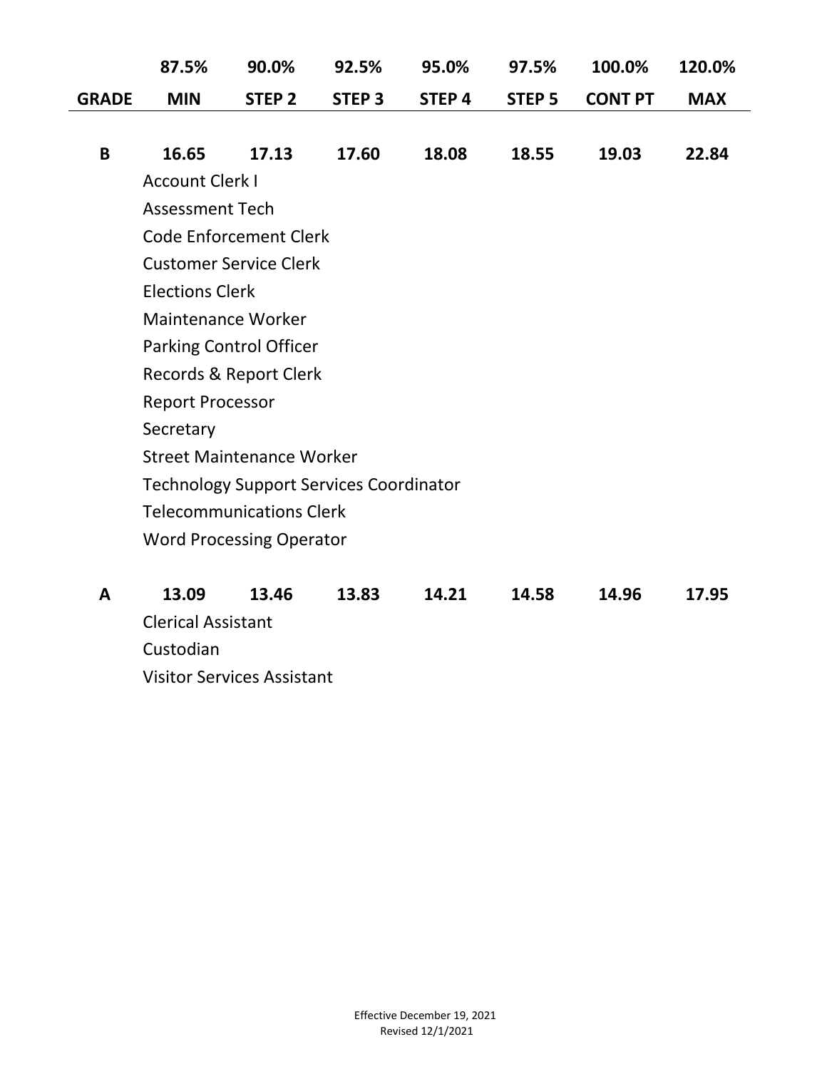| | 87.5% | 90.0% | 92.5% | 95.0% | 97.5% | 100.0% | 120.0% |
|---|---|---|---|---|---|---|---|
| **GRADE** | **MIN** | **STEP 2** | **STEP 3** | **STEP 4** | **STEP 5** | **CONT PT** | **MAX** |
| **B** | **16.65** | **17.13** | **17.60** | **18.08** | **18.55** | **19.03** | **22.84** |
| | Account Clerk I | | | | | | |
| | Assessment Tech | | | | | | |
| | Code Enforcement Clerk | | | | | | |
| | Customer Service Clerk | | | | | | |
| | Elections Clerk | | | | | | |
| | Maintenance Worker | | | | | | |
| | Parking Control Officer | | | | | | |
| | Records & Report Clerk | | | | | | |
| | Report Processor | | | | | | |
| | Secretary | | | | | | |
| | Street Maintenance Worker | | | | | | |
| | Technology Support Services Coordinator | | | | | | |
| | Telecommunications Clerk | | | | | | |
| | Word Processing Operator | | | | | | |
| **A** | **13.09** | **13.46** | **13.83** | **14.21** | **14.58** | **14.96** | **17.95** |
| | Clerical Assistant | | | | | | |
| | Custodian | | | | | | |
| | Visitor Services Assistant | | | | | | |

Effective December 19, 2021
Revised 12/1/2021